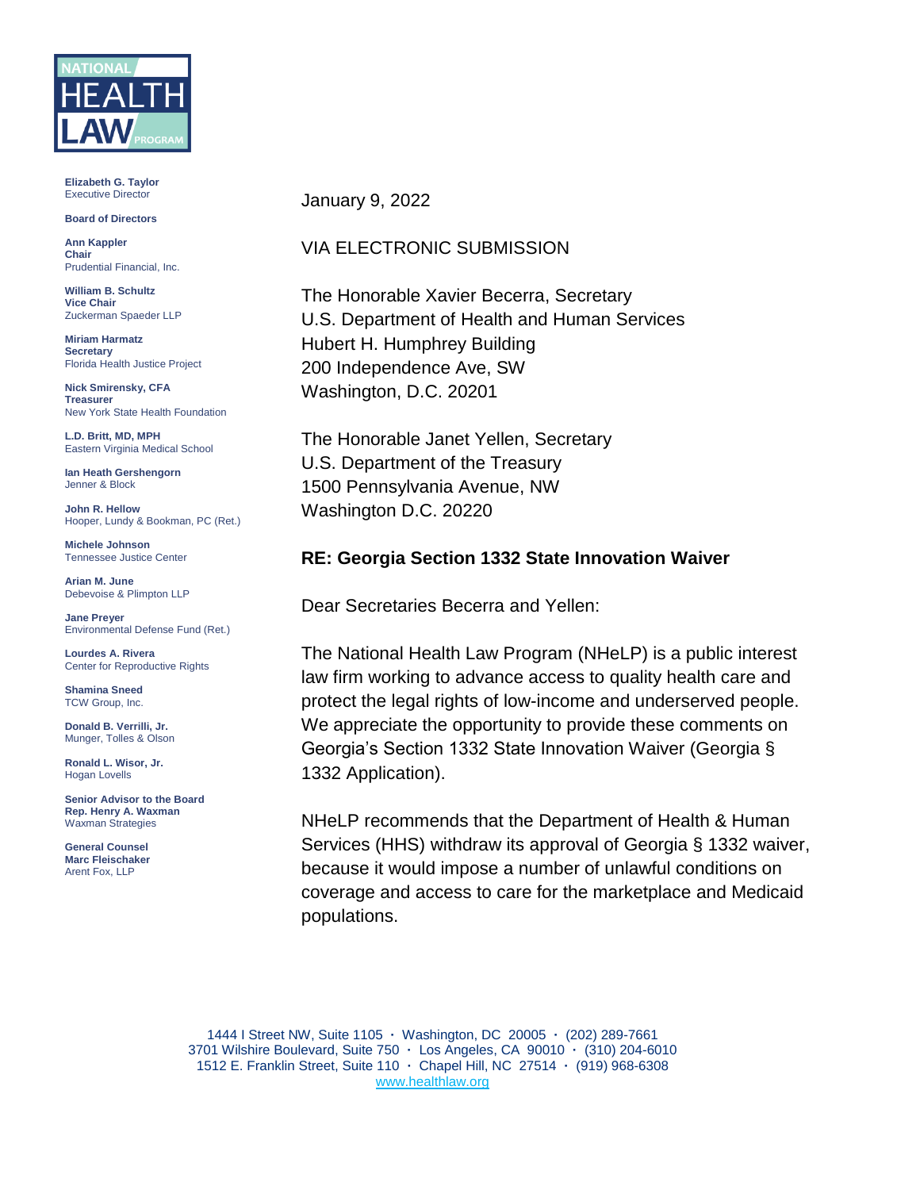NATIONAL HEALTH LAW PROGRAM

**Elizabeth G. Taylor**
Executive Director

**Board of Directors**

**Ann Kappler**
**Chair**
Prudential Financial, Inc.

**William B. Schultz**
**Vice Chair**
Zuckerman Spaeder LLP

**Miriam Harmatz**
**Secretary**
Florida Health Justice Project

**Nick Smirensky, CFA**
**Treasurer**
New York State Health Foundation

**L.D. Britt, MD, MPH**
Eastern Virginia Medical School

**Ian Heath Gershengorn**
Jenner & Block

**John R. Hellow**
Hooper, Lundy & Bookman, PC (Ret.)

**Michele Johnson**
Tennessee Justice Center

**Arian M. June**
Debevoise & Plimpton LLP

**Jane Preyer**
Environmental Defense Fund (Ret.)

**Lourdes A. Rivera**
Center for Reproductive Rights

**Shamina Sneed**
TCW Group, Inc.

**Donald B. Verrilli, Jr.**
Munger, Tolles & Olson

**Ronald L. Wisor, Jr.**
Hogan Lovells

**Senior Advisor to the Board**
**Rep. Henry A. Waxman**
Waxman Strategies

**General Counsel**
**Marc Fleischaker**
Arent Fox, LLP

January 9, 2022

VIA ELECTRONIC SUBMISSION

The Honorable Xavier Becerra, Secretary
U.S. Department of Health and Human Services
Hubert H. Humphrey Building
200 Independence Ave, SW
Washington, D.C. 20201

The Honorable Janet Yellen, Secretary
U.S. Department of the Treasury
1500 Pennsylvania Avenue, NW
Washington D.C. 20220

**RE: Georgia Section 1332 State Innovation Waiver**

Dear Secretaries Becerra and Yellen:

The National Health Law Program (NHeLP) is a public interest law firm working to advance access to quality health care and protect the legal rights of low-income and underserved people. We appreciate the opportunity to provide these comments on Georgia's Section 1332 State Innovation Waiver (Georgia § 1332 Application).

NHeLP recommends that the Department of Health & Human Services (HHS) withdraw its approval of Georgia § 1332 waiver, because it would impose a number of unlawful conditions on coverage and access to care for the marketplace and Medicaid populations.

1444 I Street NW, Suite 1105 · Washington, DC 20005 · (202) 289-7661
3701 Wilshire Boulevard, Suite 750 · Los Angeles, CA 90010 · (310) 204-6010
1512 E. Franklin Street, Suite 110 · Chapel Hill, NC 27514 · (919) 968-6308
www.healthlaw.org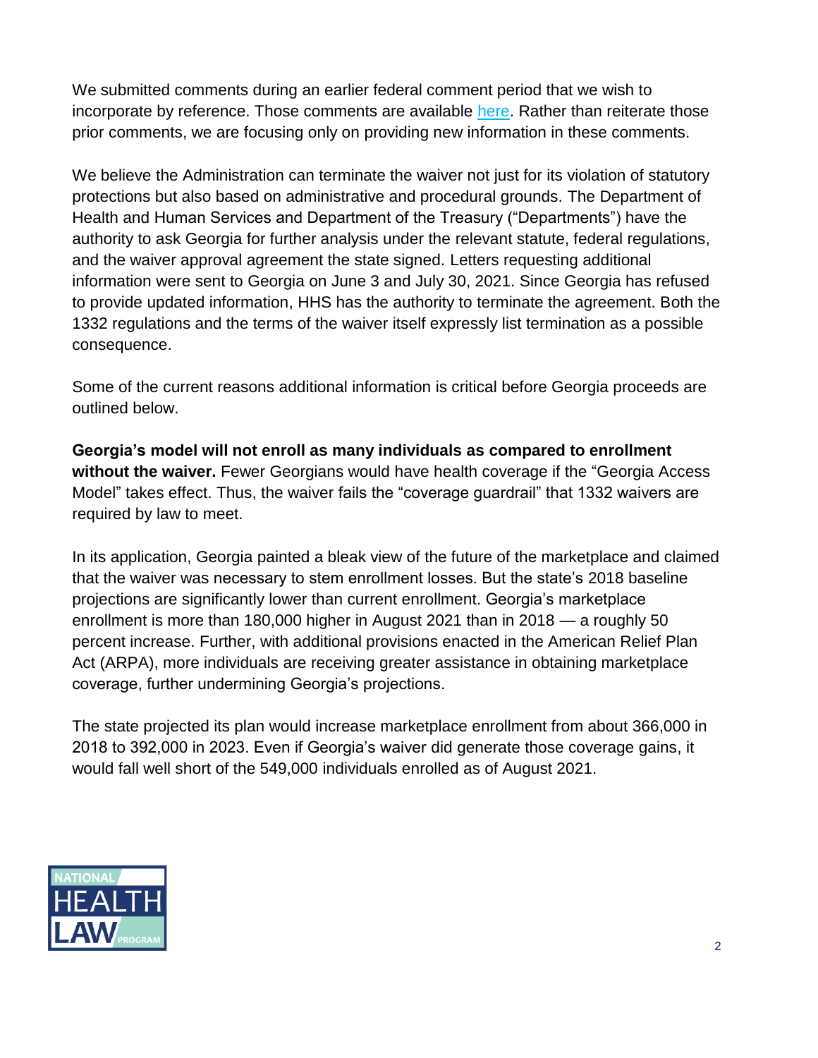We submitted comments during an earlier federal comment period that we wish to incorporate by reference. Those comments are available here. Rather than reiterate those prior comments, we are focusing only on providing new information in these comments.

We believe the Administration can terminate the waiver not just for its violation of statutory protections but also based on administrative and procedural grounds. The Department of Health and Human Services and Department of the Treasury ("Departments") have the authority to ask Georgia for further analysis under the relevant statute, federal regulations, and the waiver approval agreement the state signed. Letters requesting additional information were sent to Georgia on June 3 and July 30, 2021. Since Georgia has refused to provide updated information, HHS has the authority to terminate the agreement. Both the 1332 regulations and the terms of the waiver itself expressly list termination as a possible consequence.

Some of the current reasons additional information is critical before Georgia proceeds are outlined below.

**Georgia's model will not enroll as many individuals as compared to enrollment without the waiver.** Fewer Georgians would have health coverage if the "Georgia Access Model" takes effect. Thus, the waiver fails the "coverage guardrail" that 1332 waivers are required by law to meet.

In its application, Georgia painted a bleak view of the future of the marketplace and claimed that the waiver was necessary to stem enrollment losses. But the state's 2018 baseline projections are significantly lower than current enrollment. Georgia's marketplace enrollment is more than 180,000 higher in August 2021 than in 2018 — a roughly 50 percent increase. Further, with additional provisions enacted in the American Relief Plan Act (ARPA), more individuals are receiving greater assistance in obtaining marketplace coverage, further undermining Georgia's projections.

The state projected its plan would increase marketplace enrollment from about 366,000 in 2018 to 392,000 in 2023. Even if Georgia's waiver did generate those coverage gains, it would fall well short of the 549,000 individuals enrolled as of August 2021.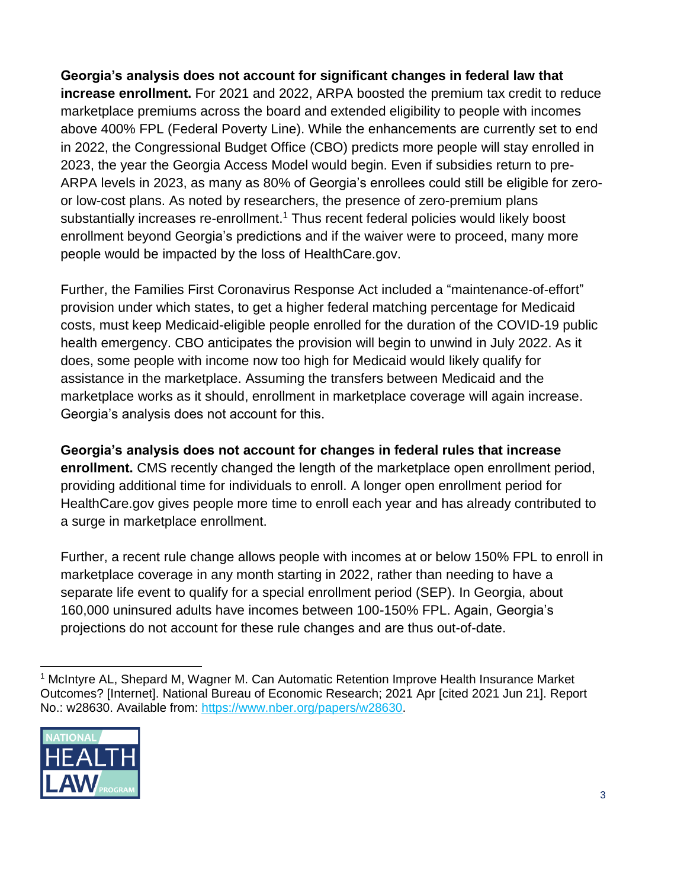**Georgia's analysis does not account for significant changes in federal law that increase enrollment.** For 2021 and 2022, ARPA boosted the premium tax credit to reduce marketplace premiums across the board and extended eligibility to people with incomes above 400% FPL (Federal Poverty Line). While the enhancements are currently set to end in 2022, the Congressional Budget Office (CBO) predicts more people will stay enrolled in 2023, the year the Georgia Access Model would begin. Even if subsidies return to pre-ARPA levels in 2023, as many as 80% of Georgia's enrollees could still be eligible for zero- or low-cost plans. As noted by researchers, the presence of zero-premium plans substantially increases re-enrollment.[1] Thus recent federal policies would likely boost enrollment beyond Georgia's predictions and if the waiver were to proceed, many more people would be impacted by the loss of HealthCare.gov.

Further, the Families First Coronavirus Response Act included a "maintenance-of-effort" provision under which states, to get a higher federal matching percentage for Medicaid costs, must keep Medicaid-eligible people enrolled for the duration of the COVID-19 public health emergency. CBO anticipates the provision will begin to unwind in July 2022. As it does, some people with income now too high for Medicaid would likely qualify for assistance in the marketplace. Assuming the transfers between Medicaid and the marketplace works as it should, enrollment in marketplace coverage will again increase. Georgia's analysis does not account for this.

**Georgia's analysis does not account for changes in federal rules that increase enrollment.** CMS recently changed the length of the marketplace open enrollment period, providing additional time for individuals to enroll. A longer open enrollment period for HealthCare.gov gives people more time to enroll each year and has already contributed to a surge in marketplace enrollment.

Further, a recent rule change allows people with incomes at or below 150% FPL to enroll in marketplace coverage in any month starting in 2022, rather than needing to have a separate life event to qualify for a special enrollment period (SEP). In Georgia, about 160,000 uninsured adults have incomes between 100-150% FPL. Again, Georgia's projections do not account for these rule changes and are thus out-of-date.

[1] McIntyre AL, Shepard M, Wagner M. Can Automatic Retention Improve Health Insurance Market Outcomes? [Internet]. National Bureau of Economic Research; 2021 Apr [cited 2021 Jun 21]. Report No.: w28630. Available from: https://www.nber.org/papers/w28630.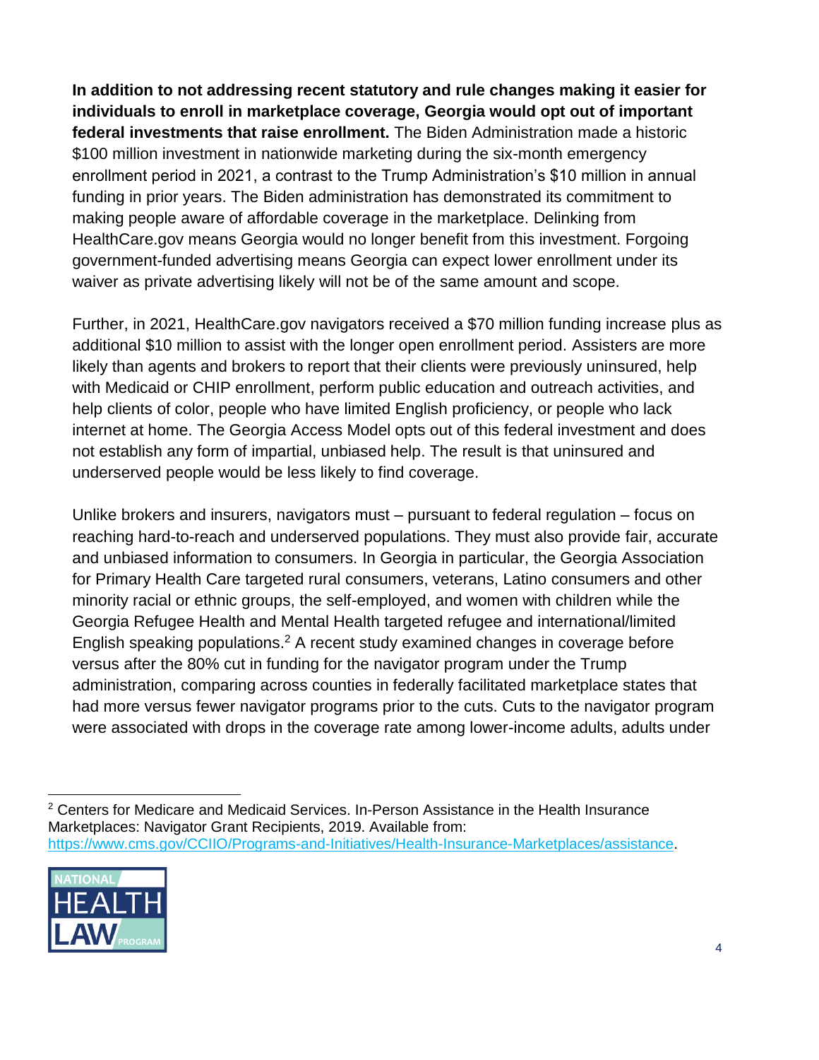**In addition to not addressing recent statutory and rule changes making it easier for individuals to enroll in marketplace coverage, Georgia would opt out of important federal investments that raise enrollment.** The Biden Administration made a historic $100 million investment in nationwide marketing during the six-month emergency enrollment period in 2021, a contrast to the Trump Administration's $10 million in annual funding in prior years. The Biden administration has demonstrated its commitment to making people aware of affordable coverage in the marketplace. Delinking from HealthCare.gov means Georgia would no longer benefit from this investment. Forgoing government-funded advertising means Georgia can expect lower enrollment under its waiver as private advertising likely will not be of the same amount and scope.

Further, in 2021, HealthCare.gov navigators received a $70 million funding increase plus as additional $10 million to assist with the longer open enrollment period. Assisters are more likely than agents and brokers to report that their clients were previously uninsured, help with Medicaid or CHIP enrollment, perform public education and outreach activities, and help clients of color, people who have limited English proficiency, or people who lack internet at home. The Georgia Access Model opts out of this federal investment and does not establish any form of impartial, unbiased help. The result is that uninsured and underserved people would be less likely to find coverage.

Unlike brokers and insurers, navigators must – pursuant to federal regulation – focus on reaching hard-to-reach and underserved populations. They must also provide fair, accurate and unbiased information to consumers. In Georgia in particular, the Georgia Association for Primary Health Care targeted rural consumers, veterans, Latino consumers and other minority racial or ethnic groups, the self-employed, and women with children while the Georgia Refugee Health and Mental Health targeted refugee and international/limited English speaking populations.[2] A recent study examined changes in coverage before versus after the 80% cut in funding for the navigator program under the Trump administration, comparing across counties in federally facilitated marketplace states that had more versus fewer navigator programs prior to the cuts. Cuts to the navigator program were associated with drops in the coverage rate among lower-income adults, adults under

[2] Centers for Medicare and Medicaid Services. In-Person Assistance in the Health Insurance Marketplaces: Navigator Grant Recipients, 2019. Available from: https://www.cms.gov/CCIIO/Programs-and-Initiatives/Health-Insurance-Marketplaces/assistance.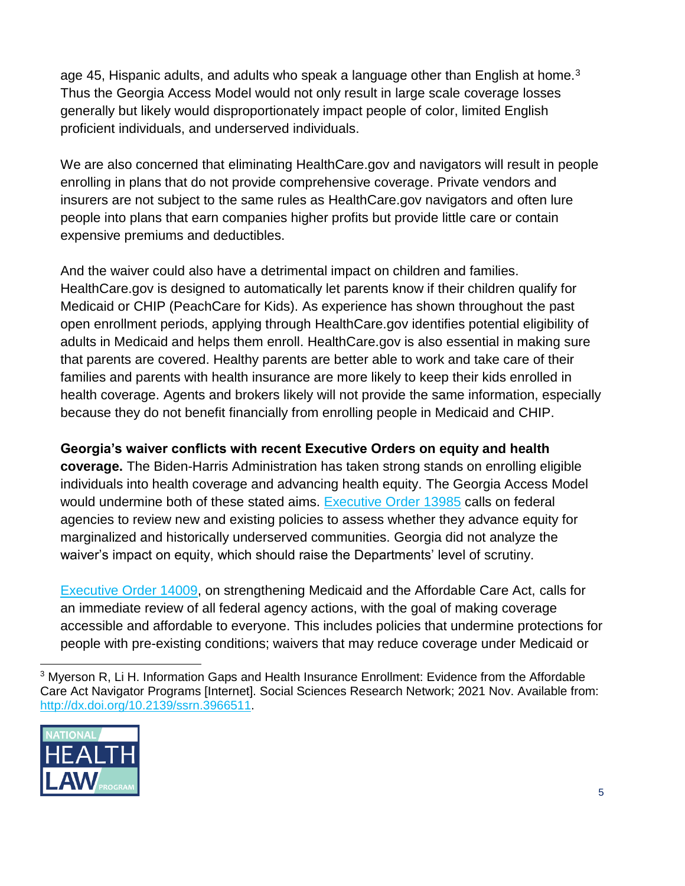age 45, Hispanic adults, and adults who speak a language other than English at home.[3] Thus the Georgia Access Model would not only result in large scale coverage losses generally but likely would disproportionately impact people of color, limited English proficient individuals, and underserved individuals.

We are also concerned that eliminating HealthCare.gov and navigators will result in people enrolling in plans that do not provide comprehensive coverage. Private vendors and insurers are not subject to the same rules as HealthCare.gov navigators and often lure people into plans that earn companies higher profits but provide little care or contain expensive premiums and deductibles.

And the waiver could also have a detrimental impact on children and families. HealthCare.gov is designed to automatically let parents know if their children qualify for Medicaid or CHIP (PeachCare for Kids). As experience has shown throughout the past open enrollment periods, applying through HealthCare.gov identifies potential eligibility of adults in Medicaid and helps them enroll. HealthCare.gov is also essential in making sure that parents are covered. Healthy parents are better able to work and take care of their families and parents with health insurance are more likely to keep their kids enrolled in health coverage. Agents and brokers likely will not provide the same information, especially because they do not benefit financially from enrolling people in Medicaid and CHIP.

**Georgia's waiver conflicts with recent Executive Orders on equity and health coverage.** The Biden-Harris Administration has taken strong stands on enrolling eligible individuals into health coverage and advancing health equity. The Georgia Access Model would undermine both of these stated aims. Executive Order 13985 calls on federal agencies to review new and existing policies to assess whether they advance equity for marginalized and historically underserved communities. Georgia did not analyze the waiver's impact on equity, which should raise the Departments' level of scrutiny.

Executive Order 14009, on strengthening Medicaid and the Affordable Care Act, calls for an immediate review of all federal agency actions, with the goal of making coverage accessible and affordable to everyone. This includes policies that undermine protections for people with pre-existing conditions; waivers that may reduce coverage under Medicaid or

[3] Myerson R, Li H. Information Gaps and Health Insurance Enrollment: Evidence from the Affordable Care Act Navigator Programs [Internet]. Social Sciences Research Network; 2021 Nov. Available from: http://dx.doi.org/10.2139/ssrn.3966511.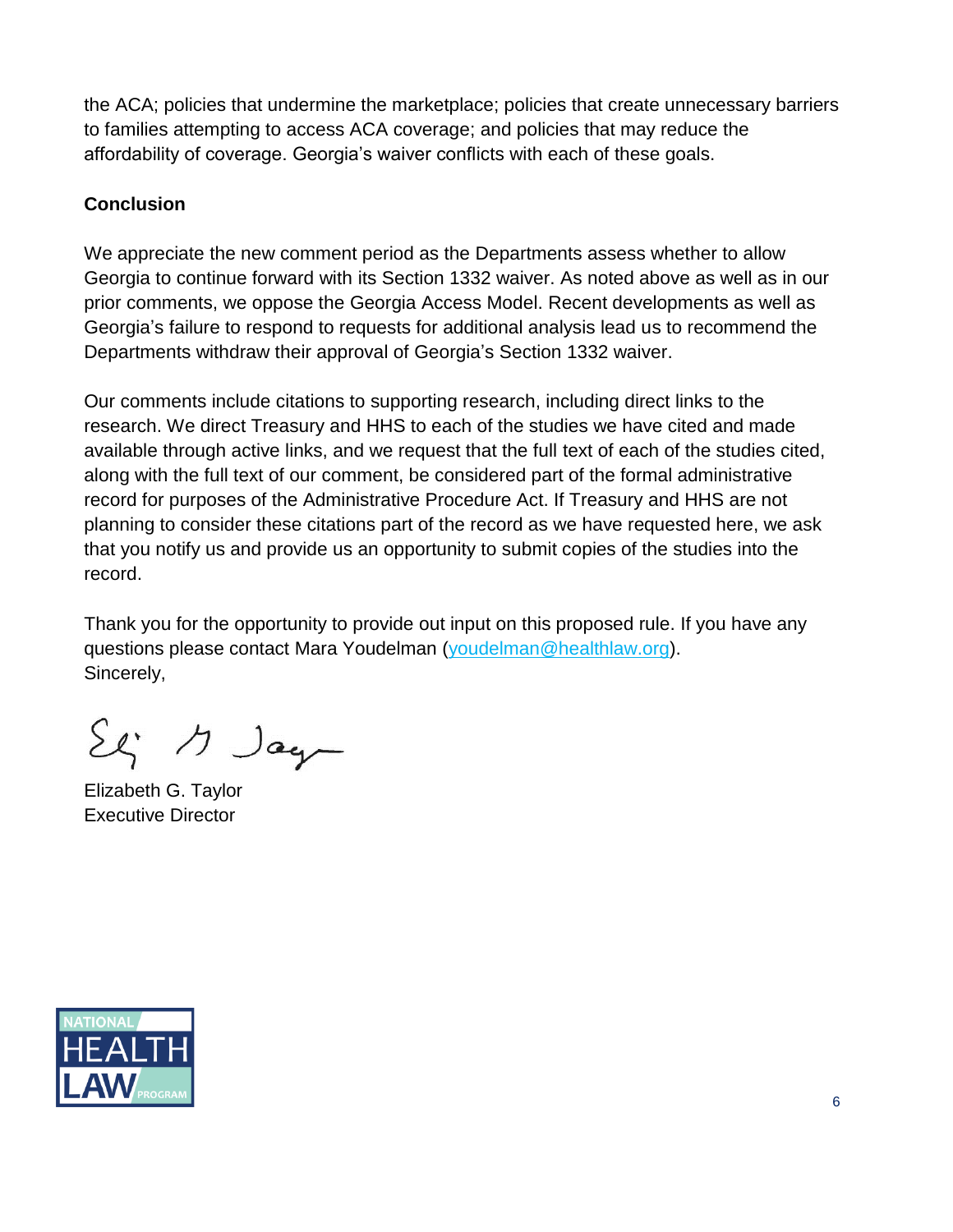the ACA; policies that undermine the marketplace; policies that create unnecessary barriers to families attempting to access ACA coverage; and policies that may reduce the affordability of coverage. Georgia's waiver conflicts with each of these goals.

**Conclusion**

We appreciate the new comment period as the Departments assess whether to allow Georgia to continue forward with its Section 1332 waiver. As noted above as well as in our prior comments, we oppose the Georgia Access Model. Recent developments as well as Georgia's failure to respond to requests for additional analysis lead us to recommend the Departments withdraw their approval of Georgia's Section 1332 waiver.

Our comments include citations to supporting research, including direct links to the research. We direct Treasury and HHS to each of the studies we have cited and made available through active links, and we request that the full text of each of the studies cited, along with the full text of our comment, be considered part of the formal administrative record for purposes of the Administrative Procedure Act. If Treasury and HHS are not planning to consider these citations part of the record as we have requested here, we ask that you notify us and provide us an opportunity to submit copies of the studies into the record.

Thank you for the opportunity to provide out input on this proposed rule. If you have any questions please contact Mara Youdelman (youdelman@healthlaw.org).
Sincerely,

Elizabeth G. Taylor
Executive Director

NATIONAL HEALTH LAW PROGRAM